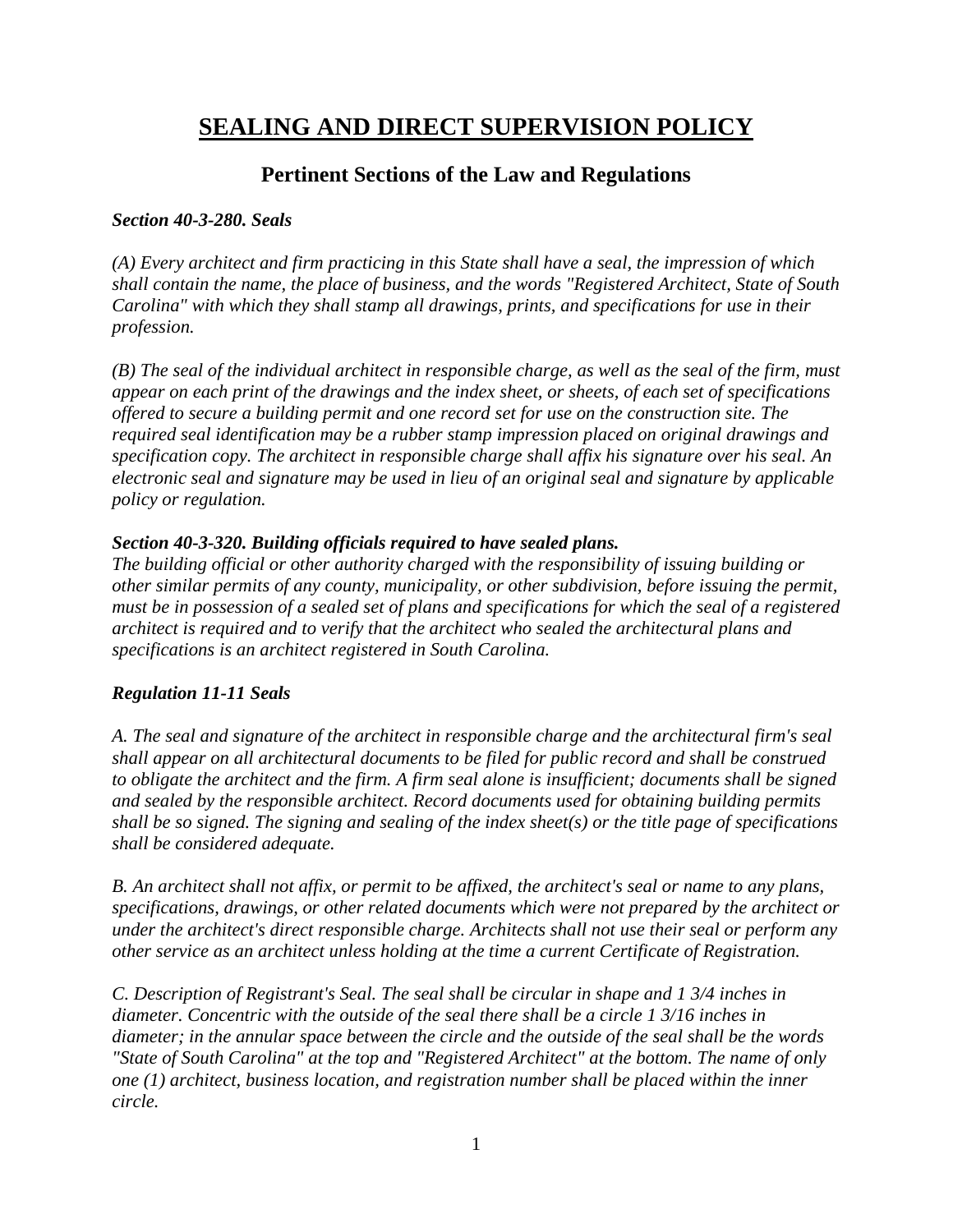# SEALING AND DIRECT SUPERVISION POLICY

## Pertinent Sections of the Law and Regulations

***Section 40-3-280. Seals***

*(A) Every architect and firm practicing in this State shall have a seal, the impression of which shall contain the name, the place of business, and the words "Registered Architect, State of South Carolina" with which they shall stamp all drawings, prints, and specifications for use in their profession.*

*(B) The seal of the individual architect in responsible charge, as well as the seal of the firm, must appear on each print of the drawings and the index sheet, or sheets, of each set of specifications offered to secure a building permit and one record set for use on the construction site. The required seal identification may be a rubber stamp impression placed on original drawings and specification copy. The architect in responsible charge shall affix his signature over his seal. An electronic seal and signature may be used in lieu of an original seal and signature by applicable policy or regulation.*

***Section 40-3-320. Building officials required to have sealed plans.***

*The building official or other authority charged with the responsibility of issuing building or other similar permits of any county, municipality, or other subdivision, before issuing the permit, must be in possession of a sealed set of plans and specifications for which the seal of a registered architect is required and to verify that the architect who sealed the architectural plans and specifications is an architect registered in South Carolina.*

***Regulation 11-11 Seals***

*A. The seal and signature of the architect in responsible charge and the architectural firm's seal shall appear on all architectural documents to be filed for public record and shall be construed to obligate the architect and the firm. A firm seal alone is insufficient; documents shall be signed and sealed by the responsible architect. Record documents used for obtaining building permits shall be so signed. The signing and sealing of the index sheet(s) or the title page of specifications shall be considered adequate.*

*B. An architect shall not affix, or permit to be affixed, the architect's seal or name to any plans, specifications, drawings, or other related documents which were not prepared by the architect or under the architect's direct responsible charge. Architects shall not use their seal or perform any other service as an architect unless holding at the time a current Certificate of Registration.*

*C. Description of Registrant's Seal. The seal shall be circular in shape and 1 3/4 inches in diameter. Concentric with the outside of the seal there shall be a circle 1 3/16 inches in diameter; in the annular space between the circle and the outside of the seal shall be the words "State of South Carolina" at the top and "Registered Architect" at the bottom. The name of only one (1) architect, business location, and registration number shall be placed within the inner circle.*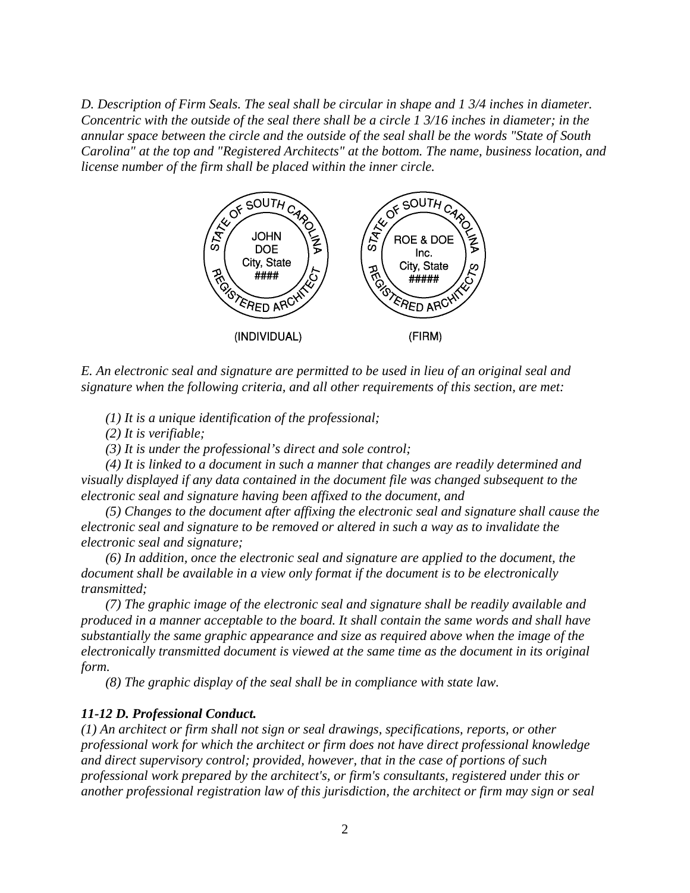*D. Description of Firm Seals. The seal shall be circular in shape and 1 3/4 inches in diameter. Concentric with the outside of the seal there shall be a circle 1 3/16 inches in diameter; in the annular space between the circle and the outside of the seal shall be the words "State of South Carolina" at the top and "Registered Architects" at the bottom. The name, business location, and license number of the firm shall be placed within the inner circle.*

(INDIVIDUAL) (FIRM)

*E. An electronic seal and signature are permitted to be used in lieu of an original seal and signature when the following criteria, and all other requirements of this section, are met:*

*(1) It is a unique identification of the professional;*

*(2) It is verifiable;*

*(3) It is under the professional's direct and sole control;*

*(4) It is linked to a document in such a manner that changes are readily determined and visually displayed if any data contained in the document file was changed subsequent to the electronic seal and signature having been affixed to the document, and*

*(5) Changes to the document after affixing the electronic seal and signature shall cause the electronic seal and signature to be removed or altered in such a way as to invalidate the electronic seal and signature;*

*(6) In addition, once the electronic seal and signature are applied to the document, the document shall be available in a view only format if the document is to be electronically transmitted;*

*(7) The graphic image of the electronic seal and signature shall be readily available and produced in a manner acceptable to the board. It shall contain the same words and shall have substantially the same graphic appearance and size as required above when the image of the electronically transmitted document is viewed at the same time as the document in its original form.*

*(8) The graphic display of the seal shall be in compliance with state law.*

***11-12 D. Professional Conduct.***

*(1) An architect or firm shall not sign or seal drawings, specifications, reports, or other professional work for which the architect or firm does not have direct professional knowledge and direct supervisory control; provided, however, that in the case of portions of such professional work prepared by the architect's, or firm's consultants, registered under this or another professional registration law of this jurisdiction, the architect or firm may sign or seal*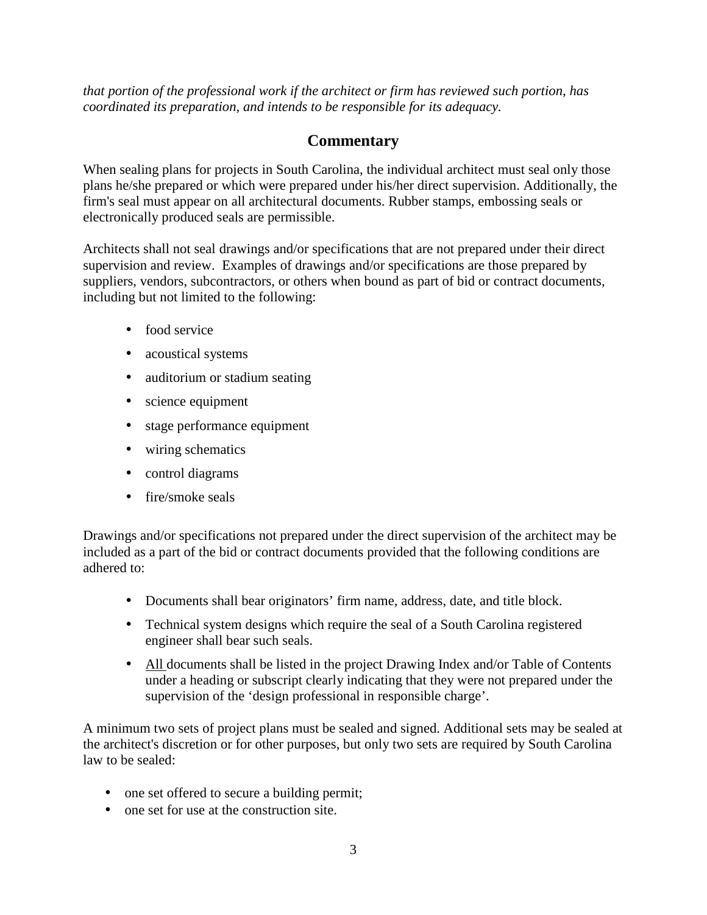*that portion of the professional work if the architect or firm has reviewed such portion, has coordinated its preparation, and intends to be responsible for its adequacy.*

## Commentary

When sealing plans for projects in South Carolina, the individual architect must seal only those plans he/she prepared or which were prepared under his/her direct supervision. Additionally, the firm's seal must appear on all architectural documents. Rubber stamps, embossing seals or electronically produced seals are permissible.

Architects shall not seal drawings and/or specifications that are not prepared under their direct supervision and review. Examples of drawings and/or specifications are those prepared by suppliers, vendors, subcontractors, or others when bound as part of bid or contract documents, including but not limited to the following:

- food service
- acoustical systems
- auditorium or stadium seating
- science equipment
- stage performance equipment
- wiring schematics
- control diagrams
- fire/smoke seals

Drawings and/or specifications not prepared under the direct supervision of the architect may be included as a part of the bid or contract documents provided that the following conditions are adhered to:

- Documents shall bear originators' firm name, address, date, and title block.
- Technical system designs which require the seal of a South Carolina registered engineer shall bear such seals.
- <u>All</u> documents shall be listed in the project Drawing Index and/or Table of Contents under a heading or subscript clearly indicating that they were not prepared under the supervision of the 'design professional in responsible charge'.

A minimum two sets of project plans must be sealed and signed. Additional sets may be sealed at the architect's discretion or for other purposes, but only two sets are required by South Carolina law to be sealed:

- one set offered to secure a building permit;
- one set for use at the construction site.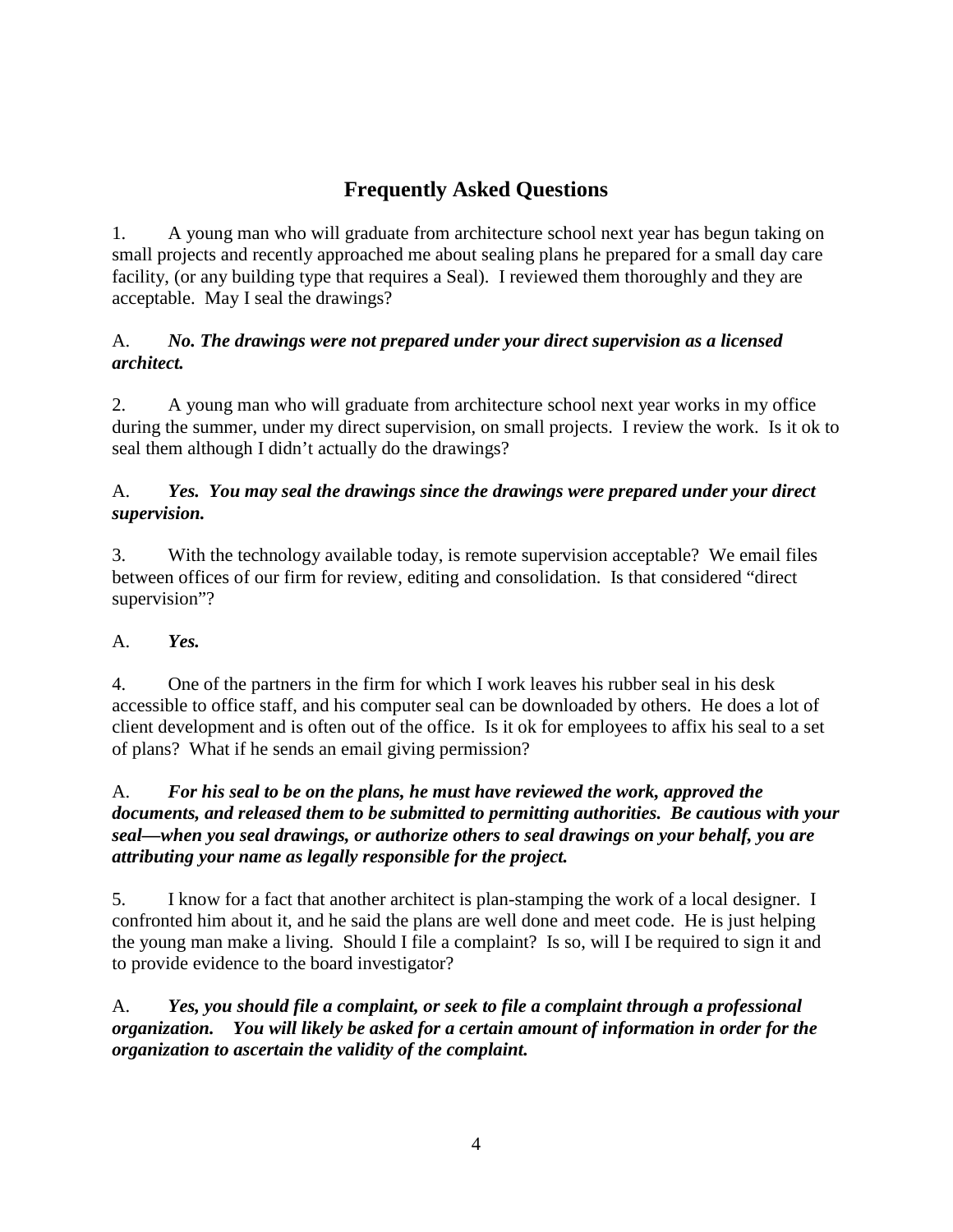# Frequently Asked Questions

1. A young man who will graduate from architecture school next year has begun taking on small projects and recently approached me about sealing plans he prepared for a small day care facility, (or any building type that requires a Seal). I reviewed them thoroughly and they are acceptable. May I seal the drawings?

A. ***No. The drawings were not prepared under your direct supervision as a licensed architect.***

2. A young man who will graduate from architecture school next year works in my office during the summer, under my direct supervision, on small projects. I review the work. Is it ok to seal them although I didn't actually do the drawings?

A. ***Yes. You may seal the drawings since the drawings were prepared under your direct supervision.***

3. With the technology available today, is remote supervision acceptable? We email files between offices of our firm for review, editing and consolidation. Is that considered "direct supervision"?

A. ***Yes.***

4. One of the partners in the firm for which I work leaves his rubber seal in his desk accessible to office staff, and his computer seal can be downloaded by others. He does a lot of client development and is often out of the office. Is it ok for employees to affix his seal to a set of plans? What if he sends an email giving permission?

A. ***For his seal to be on the plans, he must have reviewed the work, approved the documents, and released them to be submitted to permitting authorities. Be cautious with your seal—when you seal drawings, or authorize others to seal drawings on your behalf, you are attributing your name as legally responsible for the project.***

5. I know for a fact that another architect is plan-stamping the work of a local designer. I confronted him about it, and he said the plans are well done and meet code. He is just helping the young man make a living. Should I file a complaint? Is so, will I be required to sign it and to provide evidence to the board investigator?

A. ***Yes, you should file a complaint, or seek to file a complaint through a professional organization. You will likely be asked for a certain amount of information in order for the organization to ascertain the validity of the complaint.***